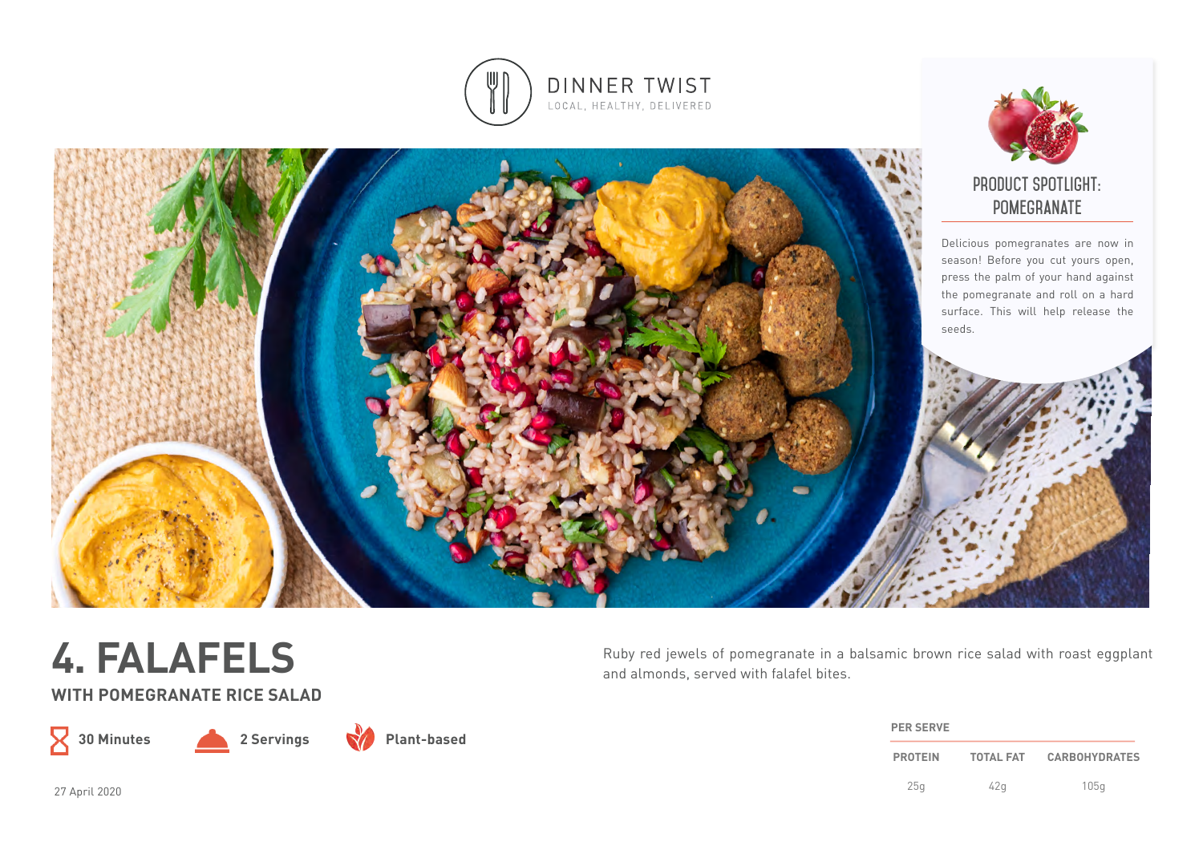DINNER TWIST

LOCAL, HEALTHY, DELIVERED

## PRODUCT SPOTLIGHT: POMEGRANATE

Delicious pomegranates are now in season! Before you cut yours open, press the palm of your hand against the pomegranate and roll on a hard surface. This will help release the seeds.

# 4. FALAFELS

## WITH POMEGRANATE RICE SALAD

**30 Minutes** **2 Servings** **Plant-based**

27 April 2020

Ruby red jewels of pomegranate in a balsamic brown rice salad with roast eggplant and almonds, served with falafel bites.

**PER SERVE**

| PROTEIN | TOTAL FAT | CARBOHYDRATES |
|---|---|---|
| 25g | 42g | 105g |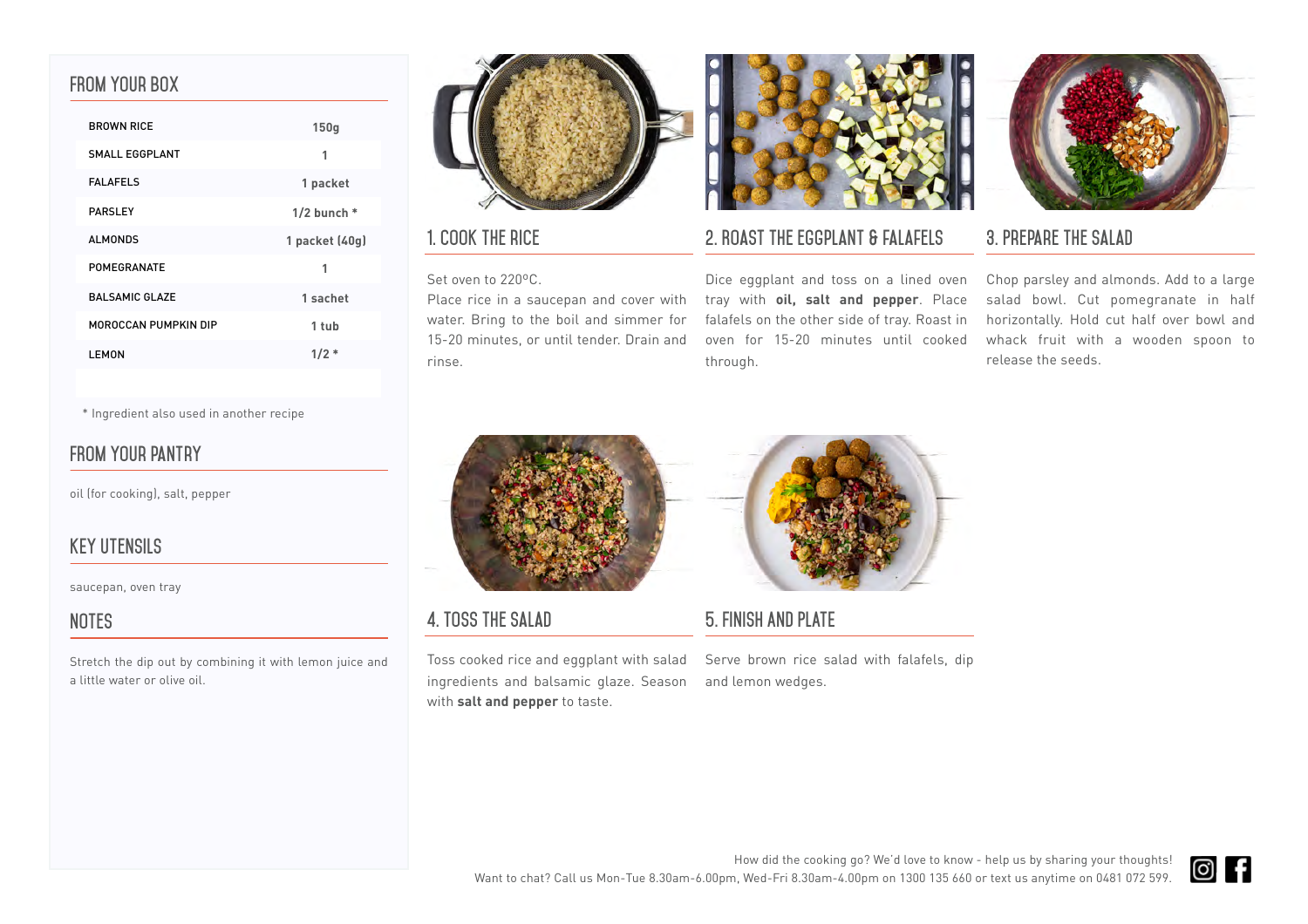## FROM YOUR BOX

| | |
|---|---|
| BROWN RICE | 150g |
| SMALL EGGPLANT | 1 |
| FALAFELS | 1 packet |
| PARSLEY | 1/2 bunch * |
| ALMONDS | 1 packet (40g) |
| POMEGRANATE | 1 |
| BALSAMIC GLAZE | 1 sachet |
| MOROCCAN PUMPKIN DIP | 1 tub |
| LEMON | 1/2 * |

* Ingredient also used in another recipe

## FROM YOUR PANTRY

oil (for cooking), salt, pepper

## KEY UTENSILS

saucepan, oven tray

## NOTES

Stretch the dip out by combining it with lemon juice and a little water or olive oil.

## 1. COOK THE RICE

Set oven to 220ºC.
Place rice in a saucepan and cover with water. Bring to the boil and simmer for 15-20 minutes, or until tender. Drain and rinse.

## 2. ROAST THE EGGPLANT & FALAFELS

Dice eggplant and toss on a lined oven tray with **oil, salt and pepper**. Place falafels on the other side of tray. Roast in oven for 15-20 minutes until cooked through.

## 3. PREPARE THE SALAD

Chop parsley and almonds. Add to a large salad bowl. Cut pomegranate in half horizontally. Hold cut half over bowl and whack fruit with a wooden spoon to release the seeds.

## 4. TOSS THE SALAD

Toss cooked rice and eggplant with salad ingredients and balsamic glaze. Season with **salt and pepper** to taste.

## 5. FINISH AND PLATE

Serve brown rice salad with falafels, dip and lemon wedges.

How did the cooking go? We'd love to know - help us by sharing your thoughts!
Want to chat? Call us Mon-Tue 8.30am-6.00pm, Wed-Fri 8.30am-4.00pm on 1300 135 660 or text us anytime on 0481 072 599.